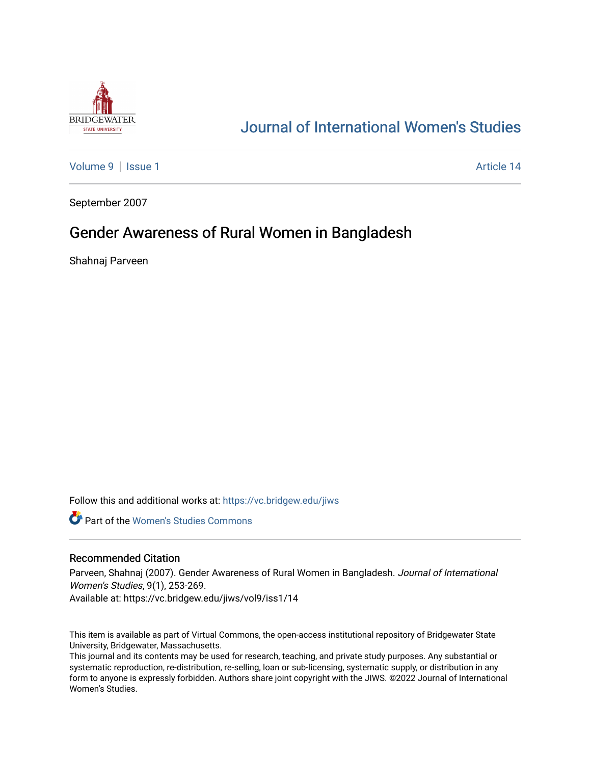# Journal of International Women's Studies

Volume 9 | Issue 1 Article 14

September 2007

## Gender Awareness of Rural Women in Bangladesh

Shahnaj Parveen

Follow this and additional works at: https://vc.bridgew.edu/jiws

Part of the Women's Studies Commons

### Recommended Citation

Parveen, Shahnaj (2007). Gender Awareness of Rural Women in Bangladesh. *Journal of International Women's Studies*, 9(1), 253-269.
Available at: https://vc.bridgew.edu/jiws/vol9/iss1/14

This item is available as part of Virtual Commons, the open-access institutional repository of Bridgewater State University, Bridgewater, Massachusetts.
This journal and its contents may be used for research, teaching, and private study purposes. Any substantial or systematic reproduction, re-distribution, re-selling, loan or sub-licensing, systematic supply, or distribution in any form to anyone is expressly forbidden. Authors share joint copyright with the JIWS. ©2022 Journal of International Women's Studies.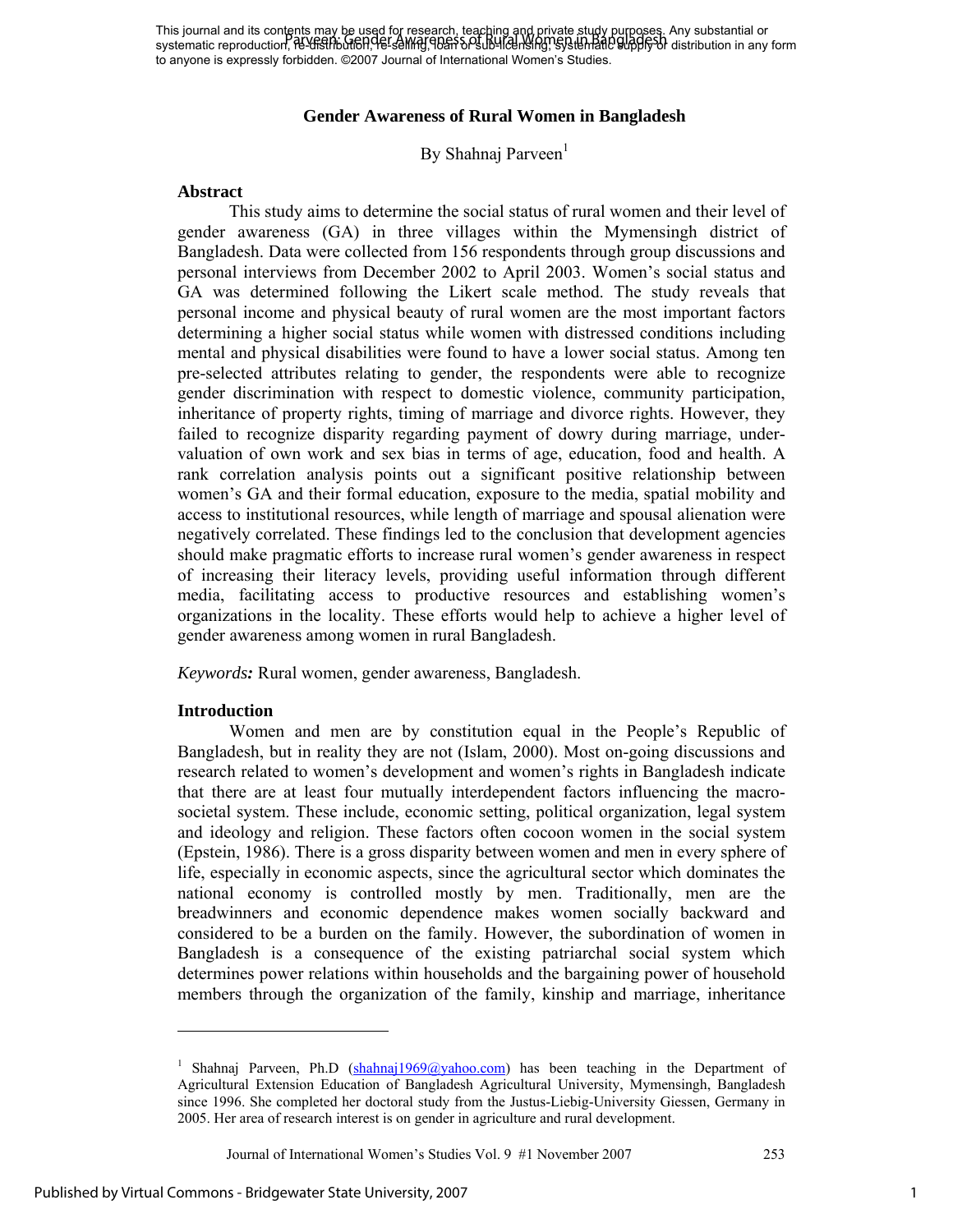# Gender Awareness of Rural Women in Bangladesh

By Shahnaj Parveen[1]

## Abstract

This study aims to determine the social status of rural women and their level of gender awareness (GA) in three villages within the Mymensingh district of Bangladesh. Data were collected from 156 respondents through group discussions and personal interviews from December 2002 to April 2003. Women's social status and GA was determined following the Likert scale method. The study reveals that personal income and physical beauty of rural women are the most important factors determining a higher social status while women with distressed conditions including mental and physical disabilities were found to have a lower social status. Among ten pre-selected attributes relating to gender, the respondents were able to recognize gender discrimination with respect to domestic violence, community participation, inheritance of property rights, timing of marriage and divorce rights. However, they failed to recognize disparity regarding payment of dowry during marriage, under-valuation of own work and sex bias in terms of age, education, food and health. A rank correlation analysis points out a significant positive relationship between women's GA and their formal education, exposure to the media, spatial mobility and access to institutional resources, while length of marriage and spousal alienation were negatively correlated. These findings led to the conclusion that development agencies should make pragmatic efforts to increase rural women's gender awareness in respect of increasing their literacy levels, providing useful information through different media, facilitating access to productive resources and establishing women's organizations in the locality. These efforts would help to achieve a higher level of gender awareness among women in rural Bangladesh.

*Keywords:* Rural women, gender awareness, Bangladesh.

## Introduction

Women and men are by constitution equal in the People's Republic of Bangladesh, but in reality they are not (Islam, 2000). Most on-going discussions and research related to women's development and women's rights in Bangladesh indicate that there are at least four mutually interdependent factors influencing the macro-societal system. These include, economic setting, political organization, legal system and ideology and religion. These factors often cocoon women in the social system (Epstein, 1986). There is a gross disparity between women and men in every sphere of life, especially in economic aspects, since the agricultural sector which dominates the national economy is controlled mostly by men. Traditionally, men are the breadwinners and economic dependence makes women socially backward and considered to be a burden on the family. However, the subordination of women in Bangladesh is a consequence of the existing patriarchal social system which determines power relations within households and the bargaining power of household members through the organization of the family, kinship and marriage, inheritance

---

[1] Shahnaj Parveen, Ph.D (shahnaj1969@yahoo.com) has been teaching in the Department of Agricultural Extension Education of Bangladesh Agricultural University, Mymensingh, Bangladesh since 1996. She completed her doctoral study from the Justus-Liebig-University Giessen, Germany in 2005. Her area of research interest is on gender in agriculture and rural development.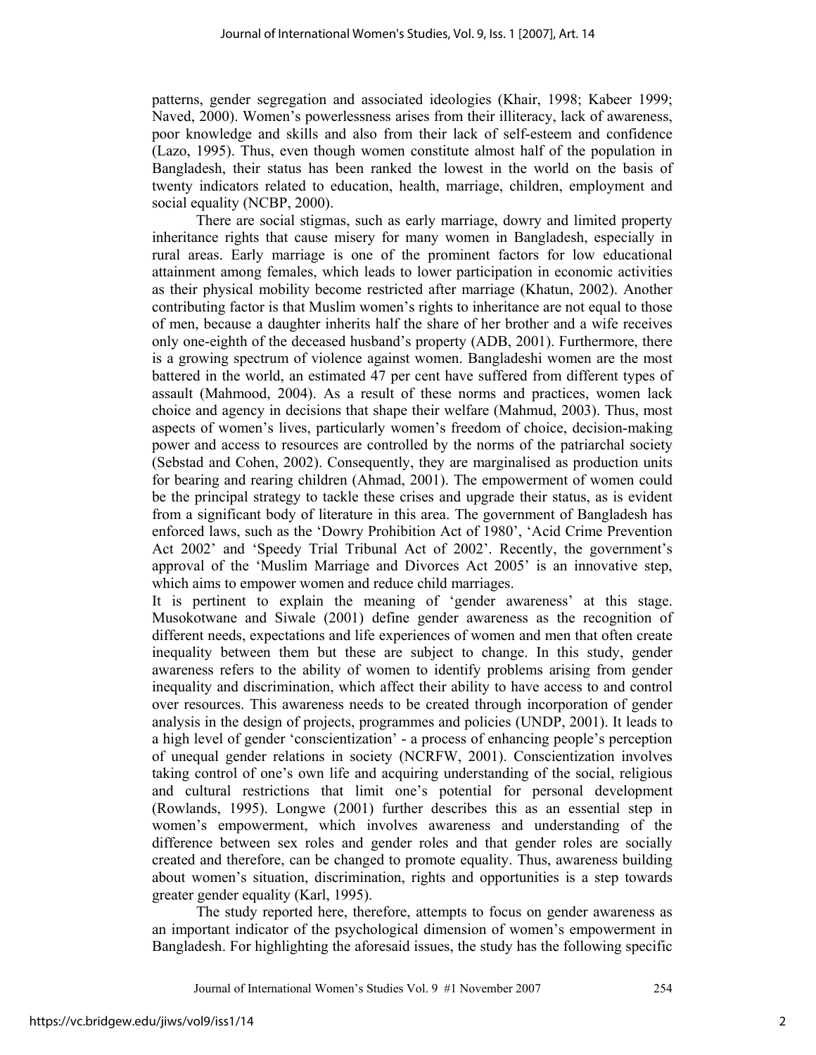patterns, gender segregation and associated ideologies (Khair, 1998; Kabeer 1999; Naved, 2000). Women's powerlessness arises from their illiteracy, lack of awareness, poor knowledge and skills and also from their lack of self-esteem and confidence (Lazo, 1995). Thus, even though women constitute almost half of the population in Bangladesh, their status has been ranked the lowest in the world on the basis of twenty indicators related to education, health, marriage, children, employment and social equality (NCBP, 2000).

There are social stigmas, such as early marriage, dowry and limited property inheritance rights that cause misery for many women in Bangladesh, especially in rural areas. Early marriage is one of the prominent factors for low educational attainment among females, which leads to lower participation in economic activities as their physical mobility become restricted after marriage (Khatun, 2002). Another contributing factor is that Muslim women's rights to inheritance are not equal to those of men, because a daughter inherits half the share of her brother and a wife receives only one-eighth of the deceased husband's property (ADB, 2001). Furthermore, there is a growing spectrum of violence against women. Bangladeshi women are the most battered in the world, an estimated 47 per cent have suffered from different types of assault (Mahmood, 2004). As a result of these norms and practices, women lack choice and agency in decisions that shape their welfare (Mahmud, 2003). Thus, most aspects of women's lives, particularly women's freedom of choice, decision-making power and access to resources are controlled by the norms of the patriarchal society (Sebstad and Cohen, 2002). Consequently, they are marginalised as production units for bearing and rearing children (Ahmad, 2001). The empowerment of women could be the principal strategy to tackle these crises and upgrade their status, as is evident from a significant body of literature in this area. The government of Bangladesh has enforced laws, such as the 'Dowry Prohibition Act of 1980', 'Acid Crime Prevention Act 2002' and 'Speedy Trial Tribunal Act of 2002'. Recently, the government's approval of the 'Muslim Marriage and Divorces Act 2005' is an innovative step, which aims to empower women and reduce child marriages.

It is pertinent to explain the meaning of 'gender awareness' at this stage. Musokotwane and Siwale (2001) define gender awareness as the recognition of different needs, expectations and life experiences of women and men that often create inequality between them but these are subject to change. In this study, gender awareness refers to the ability of women to identify problems arising from gender inequality and discrimination, which affect their ability to have access to and control over resources. This awareness needs to be created through incorporation of gender analysis in the design of projects, programmes and policies (UNDP, 2001). It leads to a high level of gender 'conscientization' - a process of enhancing people's perception of unequal gender relations in society (NCRFW, 2001). Conscientization involves taking control of one's own life and acquiring understanding of the social, religious and cultural restrictions that limit one's potential for personal development (Rowlands, 1995). Longwe (2001) further describes this as an essential step in women's empowerment, which involves awareness and understanding of the difference between sex roles and gender roles and that gender roles are socially created and therefore, can be changed to promote equality. Thus, awareness building about women's situation, discrimination, rights and opportunities is a step towards greater gender equality (Karl, 1995).

The study reported here, therefore, attempts to focus on gender awareness as an important indicator of the psychological dimension of women's empowerment in Bangladesh. For highlighting the aforesaid issues, the study has the following specific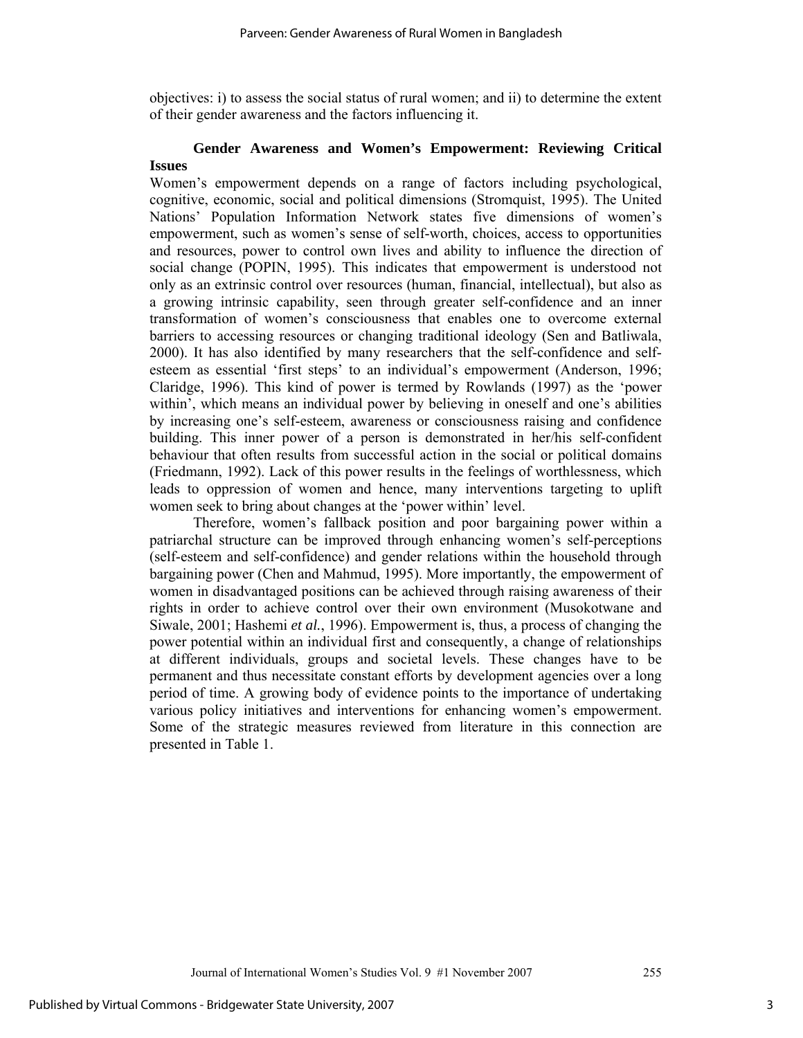objectives: i) to assess the social status of rural women; and ii) to determine the extent of their gender awareness and the factors influencing it.

## Gender Awareness and Women's Empowerment: Reviewing Critical Issues

Women's empowerment depends on a range of factors including psychological, cognitive, economic, social and political dimensions (Stromquist, 1995). The United Nations' Population Information Network states five dimensions of women's empowerment, such as women's sense of self-worth, choices, access to opportunities and resources, power to control own lives and ability to influence the direction of social change (POPIN, 1995). This indicates that empowerment is understood not only as an extrinsic control over resources (human, financial, intellectual), but also as a growing intrinsic capability, seen through greater self-confidence and an inner transformation of women's consciousness that enables one to overcome external barriers to accessing resources or changing traditional ideology (Sen and Batliwala, 2000). It has also identified by many researchers that the self-confidence and self-esteem as essential 'first steps' to an individual's empowerment (Anderson, 1996; Claridge, 1996). This kind of power is termed by Rowlands (1997) as the 'power within', which means an individual power by believing in oneself and one's abilities by increasing one's self-esteem, awareness or consciousness raising and confidence building. This inner power of a person is demonstrated in her/his self-confident behaviour that often results from successful action in the social or political domains (Friedmann, 1992). Lack of this power results in the feelings of worthlessness, which leads to oppression of women and hence, many interventions targeting to uplift women seek to bring about changes at the 'power within' level.

Therefore, women's fallback position and poor bargaining power within a patriarchal structure can be improved through enhancing women's self-perceptions (self-esteem and self-confidence) and gender relations within the household through bargaining power (Chen and Mahmud, 1995). More importantly, the empowerment of women in disadvantaged positions can be achieved through raising awareness of their rights in order to achieve control over their own environment (Musokotwane and Siwale, 2001; Hashemi *et al.*, 1996). Empowerment is, thus, a process of changing the power potential within an individual first and consequently, a change of relationships at different individuals, groups and societal levels. These changes have to be permanent and thus necessitate constant efforts by development agencies over a long period of time. A growing body of evidence points to the importance of undertaking various policy initiatives and interventions for enhancing women's empowerment. Some of the strategic measures reviewed from literature in this connection are presented in Table 1.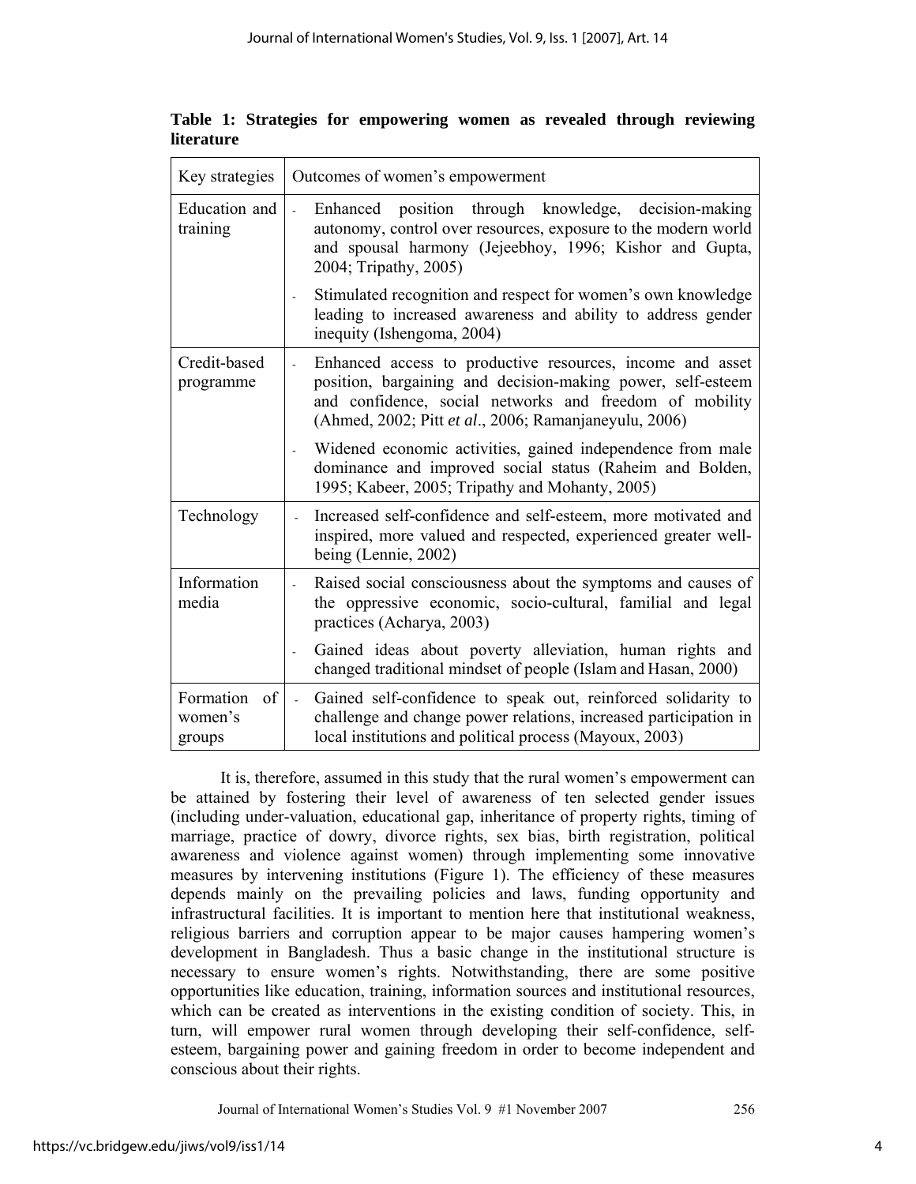**Table 1: Strategies for empowering women as revealed through reviewing literature**

| Key strategies | Outcomes of women's empowerment |
|---|---|
| Education and training | - Enhanced position through knowledge, decision-making autonomy, control over resources, exposure to the modern world and spousal harmony (Jejeebhoy, 1996; Kishor and Gupta, 2004; Tripathy, 2005) |
| | - Stimulated recognition and respect for women's own knowledge leading to increased awareness and ability to address gender inequity (Ishengoma, 2004) |
| Credit-based programme | - Enhanced access to productive resources, income and asset position, bargaining and decision-making power, self-esteem and confidence, social networks and freedom of mobility (Ahmed, 2002; Pitt *et al*., 2006; Ramanjaneyulu, 2006) |
| | - Widened economic activities, gained independence from male dominance and improved social status (Raheim and Bolden, 1995; Kabeer, 2005; Tripathy and Mohanty, 2005) |
| Technology | - Increased self-confidence and self-esteem, more motivated and inspired, more valued and respected, experienced greater well-being (Lennie, 2002) |
| Information media | - Raised social consciousness about the symptoms and causes of the oppressive economic, socio-cultural, familial and legal practices (Acharya, 2003) |
| | - Gained ideas about poverty alleviation, human rights and changed traditional mindset of people (Islam and Hasan, 2000) |
| Formation of women's groups | - Gained self-confidence to speak out, reinforced solidarity to challenge and change power relations, increased participation in local institutions and political process (Mayoux, 2003) |

It is, therefore, assumed in this study that the rural women's empowerment can be attained by fostering their level of awareness of ten selected gender issues (including under-valuation, educational gap, inheritance of property rights, timing of marriage, practice of dowry, divorce rights, sex bias, birth registration, political awareness and violence against women) through implementing some innovative measures by intervening institutions (Figure 1). The efficiency of these measures depends mainly on the prevailing policies and laws, funding opportunity and infrastructural facilities. It is important to mention here that institutional weakness, religious barriers and corruption appear to be major causes hampering women's development in Bangladesh. Thus a basic change in the institutional structure is necessary to ensure women's rights. Notwithstanding, there are some positive opportunities like education, training, information sources and institutional resources, which can be created as interventions in the existing condition of society. This, in turn, will empower rural women through developing their self-confidence, self-esteem, bargaining power and gaining freedom in order to become independent and conscious about their rights.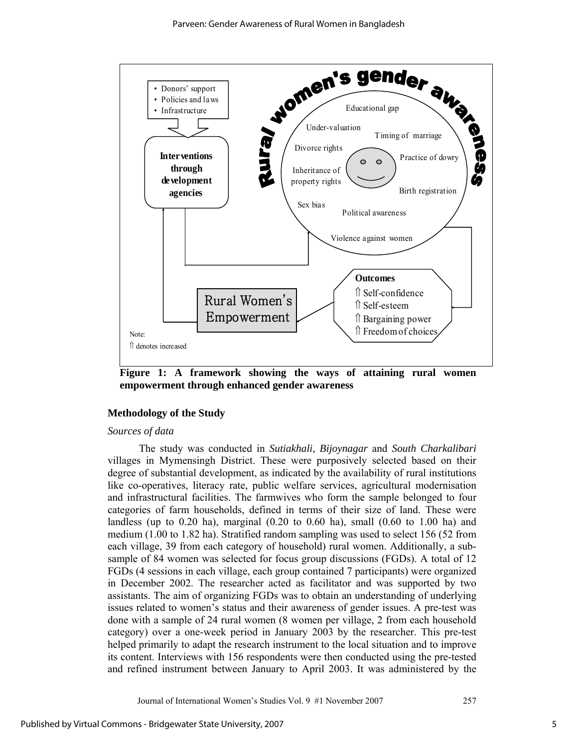Figure 1: A framework showing the ways of attaining rural women empowerment through enhanced gender awareness

## Methodology of the Study

### *Sources of data*

The study was conducted in *Sutiakhali*, *Bijoynagar* and *South Charkalibari* villages in Mymensingh District. These were purposively selected based on their degree of substantial development, as indicated by the availability of rural institutions like co-operatives, literacy rate, public welfare services, agricultural modernisation and infrastructural facilities. The farmwives who form the sample belonged to four categories of farm households, defined in terms of their size of land. These were landless (up to 0.20 ha), marginal (0.20 to 0.60 ha), small (0.60 to 1.00 ha) and medium (1.00 to 1.82 ha). Stratified random sampling was used to select 156 (52 from each village, 39 from each category of household) rural women. Additionally, a sub-sample of 84 women was selected for focus group discussions (FGDs). A total of 12 FGDs (4 sessions in each village, each group contained 7 participants) were organized in December 2002. The researcher acted as facilitator and was supported by two assistants. The aim of organizing FGDs was to obtain an understanding of underlying issues related to women's status and their awareness of gender issues. A pre-test was done with a sample of 24 rural women (8 women per village, 2 from each household category) over a one-week period in January 2003 by the researcher. This pre-test helped primarily to adapt the research instrument to the local situation and to improve its content. Interviews with 156 respondents were then conducted using the pre-tested and refined instrument between January to April 2003. It was administered by the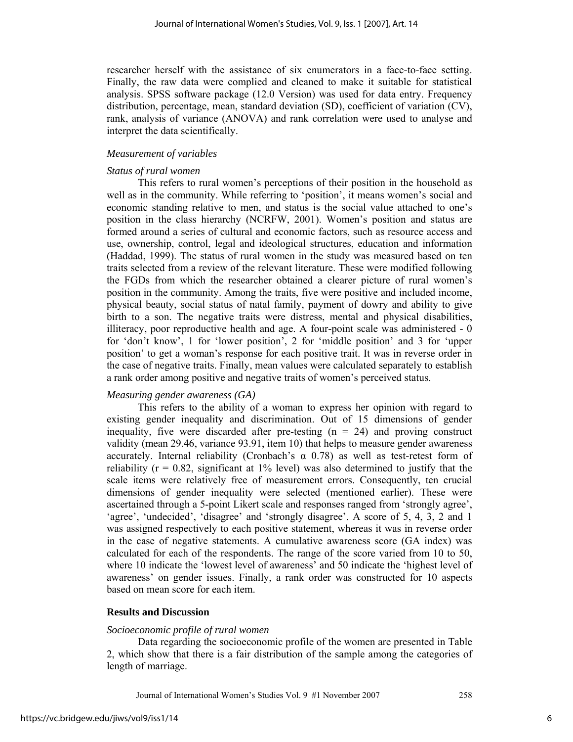researcher herself with the assistance of six enumerators in a face-to-face setting. Finally, the raw data were complied and cleaned to make it suitable for statistical analysis. SPSS software package (12.0 Version) was used for data entry. Frequency distribution, percentage, mean, standard deviation (SD), coefficient of variation (CV), rank, analysis of variance (ANOVA) and rank correlation were used to analyse and interpret the data scientifically.

*Measurement of variables*

*Status of rural women*

This refers to rural women's perceptions of their position in the household as well as in the community. While referring to 'position', it means women's social and economic standing relative to men, and status is the social value attached to one's position in the class hierarchy (NCRFW, 2001). Women's position and status are formed around a series of cultural and economic factors, such as resource access and use, ownership, control, legal and ideological structures, education and information (Haddad, 1999). The status of rural women in the study was measured based on ten traits selected from a review of the relevant literature. These were modified following the FGDs from which the researcher obtained a clearer picture of rural women's position in the community. Among the traits, five were positive and included income, physical beauty, social status of natal family, payment of dowry and ability to give birth to a son. The negative traits were distress, mental and physical disabilities, illiteracy, poor reproductive health and age. A four-point scale was administered - 0 for 'don't know', 1 for 'lower position', 2 for 'middle position' and 3 for 'upper position' to get a woman's response for each positive trait. It was in reverse order in the case of negative traits. Finally, mean values were calculated separately to establish a rank order among positive and negative traits of women's perceived status.

*Measuring gender awareness (GA)*

This refers to the ability of a woman to express her opinion with regard to existing gender inequality and discrimination. Out of 15 dimensions of gender inequality, five were discarded after pre-testing ($n = 24$) and proving construct validity (mean 29.46, variance 93.91, item 10) that helps to measure gender awareness accurately. Internal reliability (Cronbach's $\alpha$ 0.78) as well as test-retest form of reliability ($r = 0.82$, significant at 1% level) was also determined to justify that the scale items were relatively free of measurement errors. Consequently, ten crucial dimensions of gender inequality were selected (mentioned earlier). These were ascertained through a 5-point Likert scale and responses ranged from 'strongly agree', 'agree', 'undecided', 'disagree' and 'strongly disagree'. A score of 5, 4, 3, 2 and 1 was assigned respectively to each positive statement, whereas it was in reverse order in the case of negative statements. A cumulative awareness score (GA index) was calculated for each of the respondents. The range of the score varied from 10 to 50, where 10 indicate the 'lowest level of awareness' and 50 indicate the 'highest level of awareness' on gender issues. Finally, a rank order was constructed for 10 aspects based on mean score for each item.

## Results and Discussion

*Socioeconomic profile of rural women*

Data regarding the socioeconomic profile of the women are presented in Table 2, which show that there is a fair distribution of the sample among the categories of length of marriage.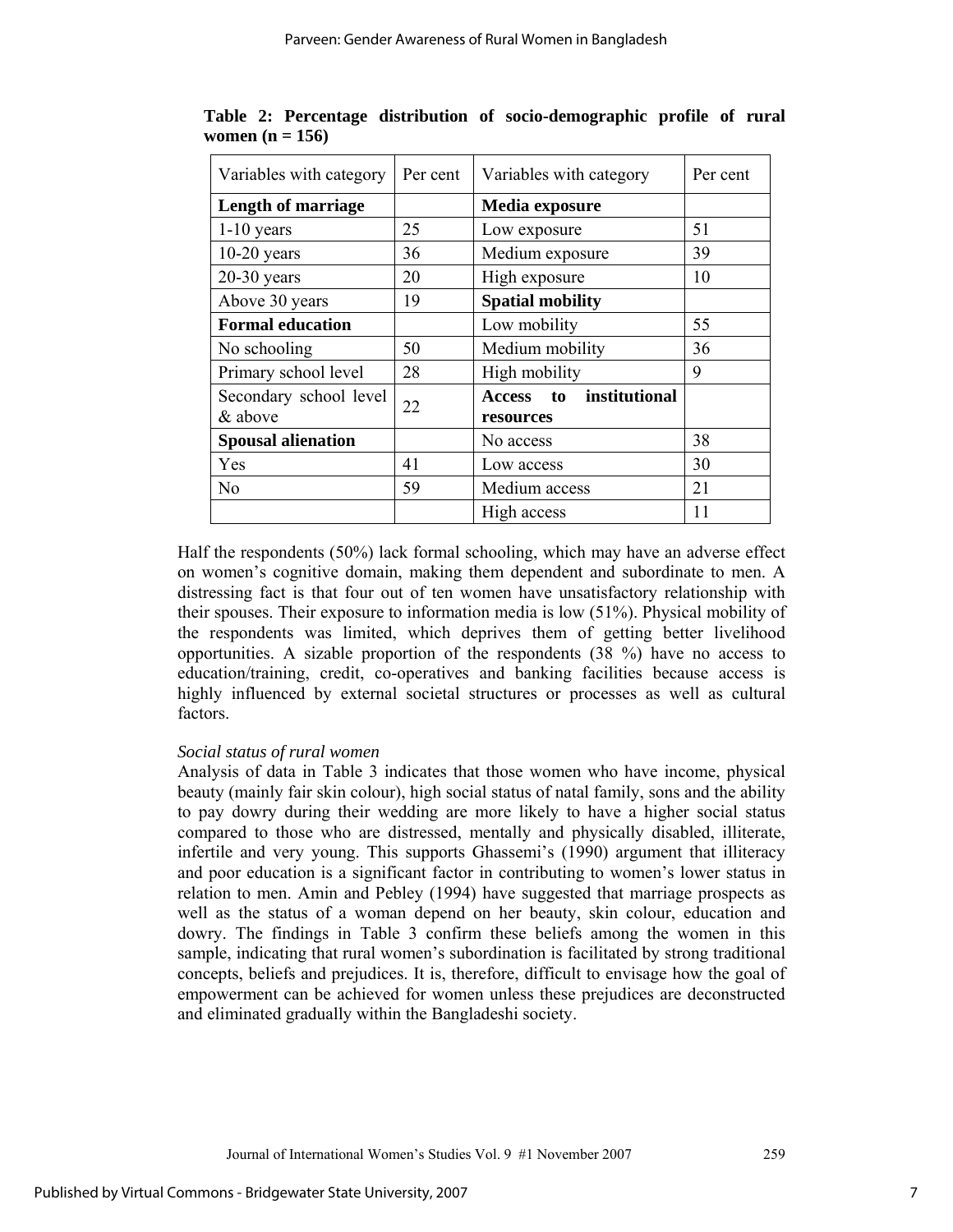**Table 2: Percentage distribution of socio-demographic profile of rural women (n = 156)**

| Variables with category | Per cent | Variables with category | Per cent |
|---|---|---|---|
| **Length of marriage** | | **Media exposure** | |
| 1-10 years | 25 | Low exposure | 51 |
| 10-20 years | 36 | Medium exposure | 39 |
| 20-30 years | 20 | High exposure | 10 |
| Above 30 years | 19 | **Spatial mobility** | |
| **Formal education** | | Low mobility | 55 |
| No schooling | 50 | Medium mobility | 36 |
| Primary school level | 28 | High mobility | 9 |
| Secondary school level & above | 22 | **Access to institutional resources** | |
| **Spousal alienation** | | No access | 38 |
| Yes | 41 | Low access | 30 |
| No | 59 | Medium access | 21 |
| | | High access | 11 |

Half the respondents (50%) lack formal schooling, which may have an adverse effect on women's cognitive domain, making them dependent and subordinate to men. A distressing fact is that four out of ten women have unsatisfactory relationship with their spouses. Their exposure to information media is low (51%). Physical mobility of the respondents was limited, which deprives them of getting better livelihood opportunities. A sizable proportion of the respondents (38 %) have no access to education/training, credit, co-operatives and banking facilities because access is highly influenced by external societal structures or processes as well as cultural factors.

*Social status of rural women*

Analysis of data in Table 3 indicates that those women who have income, physical beauty (mainly fair skin colour), high social status of natal family, sons and the ability to pay dowry during their wedding are more likely to have a higher social status compared to those who are distressed, mentally and physically disabled, illiterate, infertile and very young. This supports Ghassemi's (1990) argument that illiteracy and poor education is a significant factor in contributing to women's lower status in relation to men. Amin and Pebley (1994) have suggested that marriage prospects as well as the status of a woman depend on her beauty, skin colour, education and dowry. The findings in Table 3 confirm these beliefs among the women in this sample, indicating that rural women's subordination is facilitated by strong traditional concepts, beliefs and prejudices. It is, therefore, difficult to envisage how the goal of empowerment can be achieved for women unless these prejudices are deconstructed and eliminated gradually within the Bangladeshi society.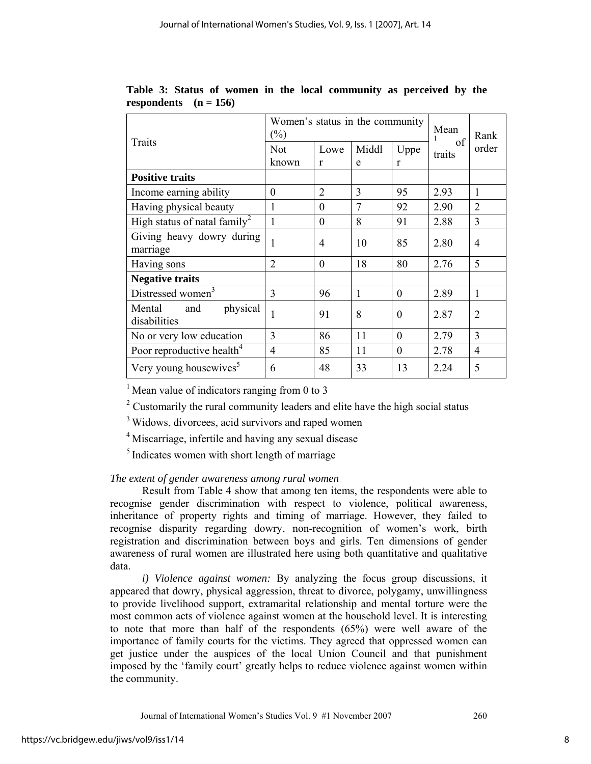**Table 3: Status of women in the local community as perceived by the respondents (n = 156)**

| Traits | Women's status in the community (%) | | | | Mean[1] of traits | Rank order |
|---|---|---|---|---|---|---|
| | Not known | Lower | Middle | Upper | | |
| **Positive traits** | | | | | | |
| Income earning ability | 0 | 2 | 3 | 95 | 2.93 | 1 |
| Having physical beauty | 1 | 0 | 7 | 92 | 2.90 | 2 |
| High status of natal family[2] | 1 | 0 | 8 | 91 | 2.88 | 3 |
| Giving heavy dowry during marriage | 1 | 4 | 10 | 85 | 2.80 | 4 |
| Having sons | 2 | 0 | 18 | 80 | 2.76 | 5 |
| **Negative traits** | | | | | | |
| Distressed women[3] | 3 | 96 | 1 | 0 | 2.89 | 1 |
| Mental and physical disabilities | 1 | 91 | 8 | 0 | 2.87 | 2 |
| No or very low education | 3 | 86 | 11 | 0 | 2.79 | 3 |
| Poor reproductive health[4] | 4 | 85 | 11 | 0 | 2.78 | 4 |
| Very young housewives[5] | 6 | 48 | 33 | 13 | 2.24 | 5 |

[1] Mean value of indicators ranging from 0 to 3

[2] Customarily the rural community leaders and elite have the high social status

[3] Widows, divorcees, acid survivors and raped women

[4] Miscarriage, infertile and having any sexual disease

[5] Indicates women with short length of marriage

*The extent of gender awareness among rural women*

Result from Table 4 show that among ten items, the respondents were able to recognise gender discrimination with respect to violence, political awareness, inheritance of property rights and timing of marriage. However, they failed to recognise disparity regarding dowry, non-recognition of women's work, birth registration and discrimination between boys and girls. Ten dimensions of gender awareness of rural women are illustrated here using both quantitative and qualitative data.

*i) Violence against women:* By analyzing the focus group discussions, it appeared that dowry, physical aggression, threat to divorce, polygamy, unwillingness to provide livelihood support, extramarital relationship and mental torture were the most common acts of violence against women at the household level. It is interesting to note that more than half of the respondents (65%) were well aware of the importance of family courts for the victims. They agreed that oppressed women can get justice under the auspices of the local Union Council and that punishment imposed by the 'family court' greatly helps to reduce violence against women within the community.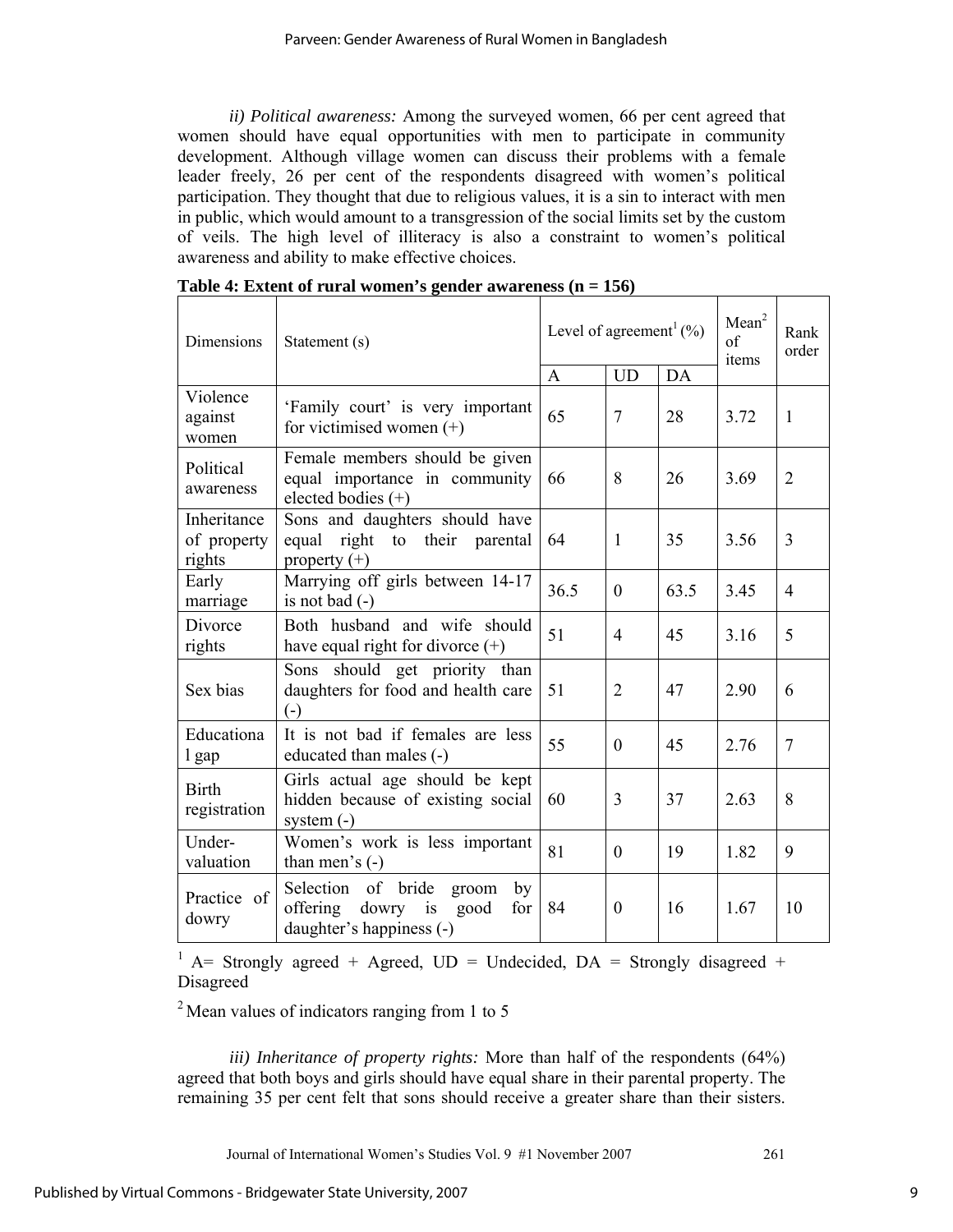*ii) Political awareness:* Among the surveyed women, 66 per cent agreed that women should have equal opportunities with men to participate in community development. Although village women can discuss their problems with a female leader freely, 26 per cent of the respondents disagreed with women's political participation. They thought that due to religious values, it is a sin to interact with men in public, which would amount to a transgression of the social limits set by the custom of veils. The high level of illiteracy is also a constraint to women's political awareness and ability to make effective choices.

**Table 4: Extent of rural women's gender awareness (n = 156)**

| Dimensions | Statement (s) | Level of agreement[1] (%) | | | Mean[2] of items | Rank order |
|---|---|---|---|---|---|---|
| | | A | UD | DA | | |
| Violence against women | 'Family court' is very important for victimised women (+) | 65 | 7 | 28 | 3.72 | 1 |
| Political awareness | Female members should be given equal importance in community elected bodies (+) | 66 | 8 | 26 | 3.69 | 2 |
| Inheritance of property rights | Sons and daughters should have equal right to their parental property (+) | 64 | 1 | 35 | 3.56 | 3 |
| Early marriage | Marrying off girls between 14-17 is not bad (-) | 36.5 | 0 | 63.5 | 3.45 | 4 |
| Divorce rights | Both husband and wife should have equal right for divorce (+) | 51 | 4 | 45 | 3.16 | 5 |
| Sex bias | Sons should get priority than daughters for food and health care (-) | 51 | 2 | 47 | 2.90 | 6 |
| Educational gap | It is not bad if females are less educated than males (-) | 55 | 0 | 45 | 2.76 | 7 |
| Birth registration | Girls actual age should be kept hidden because of existing social system (-) | 60 | 3 | 37 | 2.63 | 8 |
| Under-valuation | Women's work is less important than men's (-) | 81 | 0 | 19 | 1.82 | 9 |
| Practice of dowry | Selection of bride groom by offering dowry is good for daughter's happiness (-) | 84 | 0 | 16 | 1.67 | 10 |

[1] A= Strongly agreed + Agreed, UD = Undecided, DA = Strongly disagreed + Disagreed

[2] Mean values of indicators ranging from 1 to 5

*iii) Inheritance of property rights:* More than half of the respondents (64%) agreed that both boys and girls should have equal share in their parental property. The remaining 35 per cent felt that sons should receive a greater share than their sisters.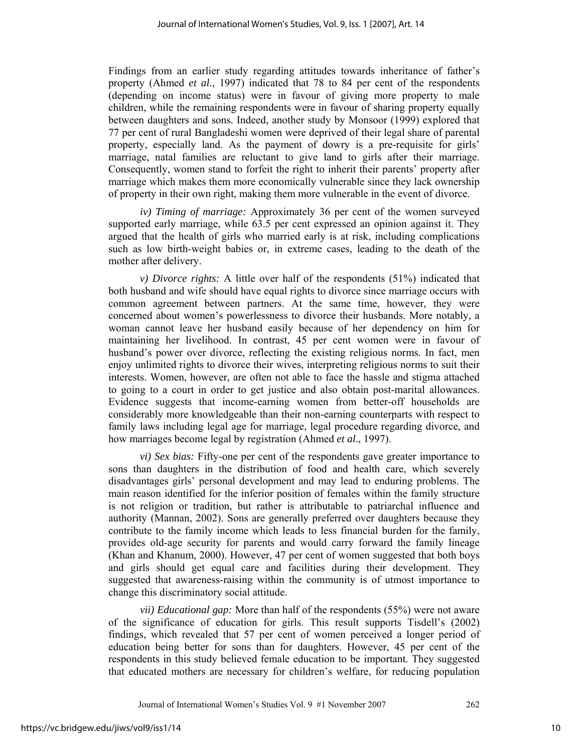Findings from an earlier study regarding attitudes towards inheritance of father's property (Ahmed *et al*., 1997) indicated that 78 to 84 per cent of the respondents (depending on income status) were in favour of giving more property to male children, while the remaining respondents were in favour of sharing property equally between daughters and sons. Indeed, another study by Monsoor (1999) explored that 77 per cent of rural Bangladeshi women were deprived of their legal share of parental property, especially land. As the payment of dowry is a pre-requisite for girls' marriage, natal families are reluctant to give land to girls after their marriage. Consequently, women stand to forfeit the right to inherit their parents' property after marriage which makes them more economically vulnerable since they lack ownership of property in their own right, making them more vulnerable in the event of divorce.

*iv) Timing of marriage:* Approximately 36 per cent of the women surveyed supported early marriage, while 63.5 per cent expressed an opinion against it. They argued that the health of girls who married early is at risk, including complications such as low birth-weight babies or, in extreme cases, leading to the death of the mother after delivery.

*v) Divorce rights:* A little over half of the respondents (51%) indicated that both husband and wife should have equal rights to divorce since marriage occurs with common agreement between partners. At the same time, however, they were concerned about women's powerlessness to divorce their husbands. More notably, a woman cannot leave her husband easily because of her dependency on him for maintaining her livelihood. In contrast, 45 per cent women were in favour of husband's power over divorce, reflecting the existing religious norms. In fact, men enjoy unlimited rights to divorce their wives, interpreting religious norms to suit their interests. Women, however, are often not able to face the hassle and stigma attached to going to a court in order to get justice and also obtain post-marital allowances. Evidence suggests that income-earning women from better-off households are considerably more knowledgeable than their non-earning counterparts with respect to family laws including legal age for marriage, legal procedure regarding divorce, and how marriages become legal by registration (Ahmed *et al*., 1997).

*vi) Sex bias:* Fifty-one per cent of the respondents gave greater importance to sons than daughters in the distribution of food and health care, which severely disadvantages girls' personal development and may lead to enduring problems. The main reason identified for the inferior position of females within the family structure is not religion or tradition, but rather is attributable to patriarchal influence and authority (Mannan, 2002). Sons are generally preferred over daughters because they contribute to the family income which leads to less financial burden for the family, provides old-age security for parents and would carry forward the family lineage (Khan and Khanum, 2000). However, 47 per cent of women suggested that both boys and girls should get equal care and facilities during their development. They suggested that awareness-raising within the community is of utmost importance to change this discriminatory social attitude.

*vii) Educational gap:* More than half of the respondents (55%) were not aware of the significance of education for girls. This result supports Tisdell's (2002) findings, which revealed that 57 per cent of women perceived a longer period of education being better for sons than for daughters. However, 45 per cent of the respondents in this study believed female education to be important. They suggested that educated mothers are necessary for children's welfare, for reducing population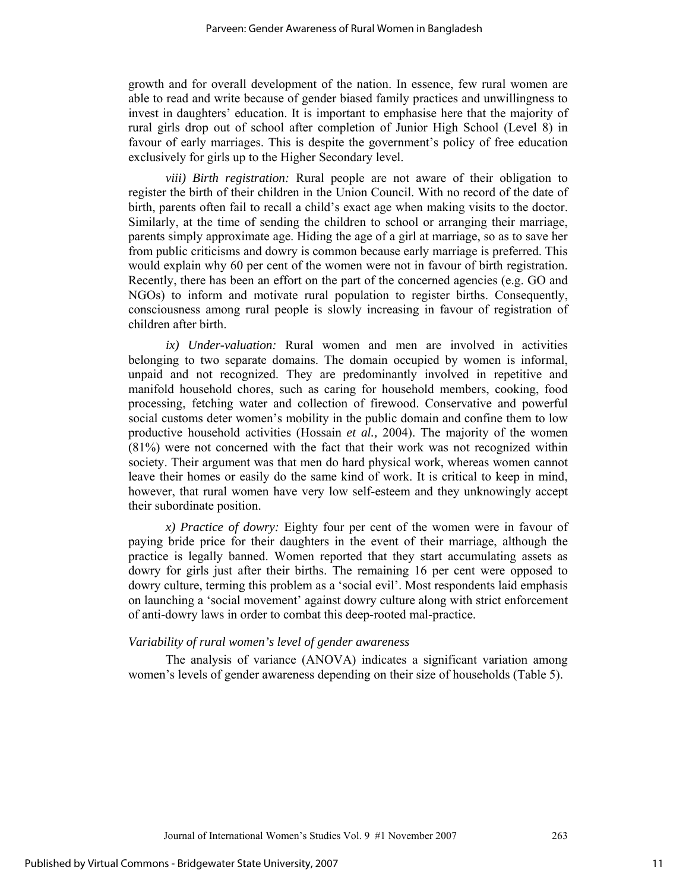growth and for overall development of the nation. In essence, few rural women are able to read and write because of gender biased family practices and unwillingness to invest in daughters' education. It is important to emphasise here that the majority of rural girls drop out of school after completion of Junior High School (Level 8) in favour of early marriages. This is despite the government's policy of free education exclusively for girls up to the Higher Secondary level.

*viii) Birth registration:* Rural people are not aware of their obligation to register the birth of their children in the Union Council. With no record of the date of birth, parents often fail to recall a child's exact age when making visits to the doctor. Similarly, at the time of sending the children to school or arranging their marriage, parents simply approximate age. Hiding the age of a girl at marriage, so as to save her from public criticisms and dowry is common because early marriage is preferred. This would explain why 60 per cent of the women were not in favour of birth registration. Recently, there has been an effort on the part of the concerned agencies (e.g. GO and NGOs) to inform and motivate rural population to register births. Consequently, consciousness among rural people is slowly increasing in favour of registration of children after birth.

*ix) Under-valuation:* Rural women and men are involved in activities belonging to two separate domains. The domain occupied by women is informal, unpaid and not recognized. They are predominantly involved in repetitive and manifold household chores, such as caring for household members, cooking, food processing, fetching water and collection of firewood. Conservative and powerful social customs deter women's mobility in the public domain and confine them to low productive household activities (Hossain *et al.,* 2004). The majority of the women (81%) were not concerned with the fact that their work was not recognized within society. Their argument was that men do hard physical work, whereas women cannot leave their homes or easily do the same kind of work. It is critical to keep in mind, however, that rural women have very low self-esteem and they unknowingly accept their subordinate position.

*x) Practice of dowry:* Eighty four per cent of the women were in favour of paying bride price for their daughters in the event of their marriage, although the practice is legally banned. Women reported that they start accumulating assets as dowry for girls just after their births. The remaining 16 per cent were opposed to dowry culture, terming this problem as a 'social evil'. Most respondents laid emphasis on launching a 'social movement' against dowry culture along with strict enforcement of anti-dowry laws in order to combat this deep-rooted mal-practice.

### *Variability of rural women's level of gender awareness*

The analysis of variance (ANOVA) indicates a significant variation among women's levels of gender awareness depending on their size of households (Table 5).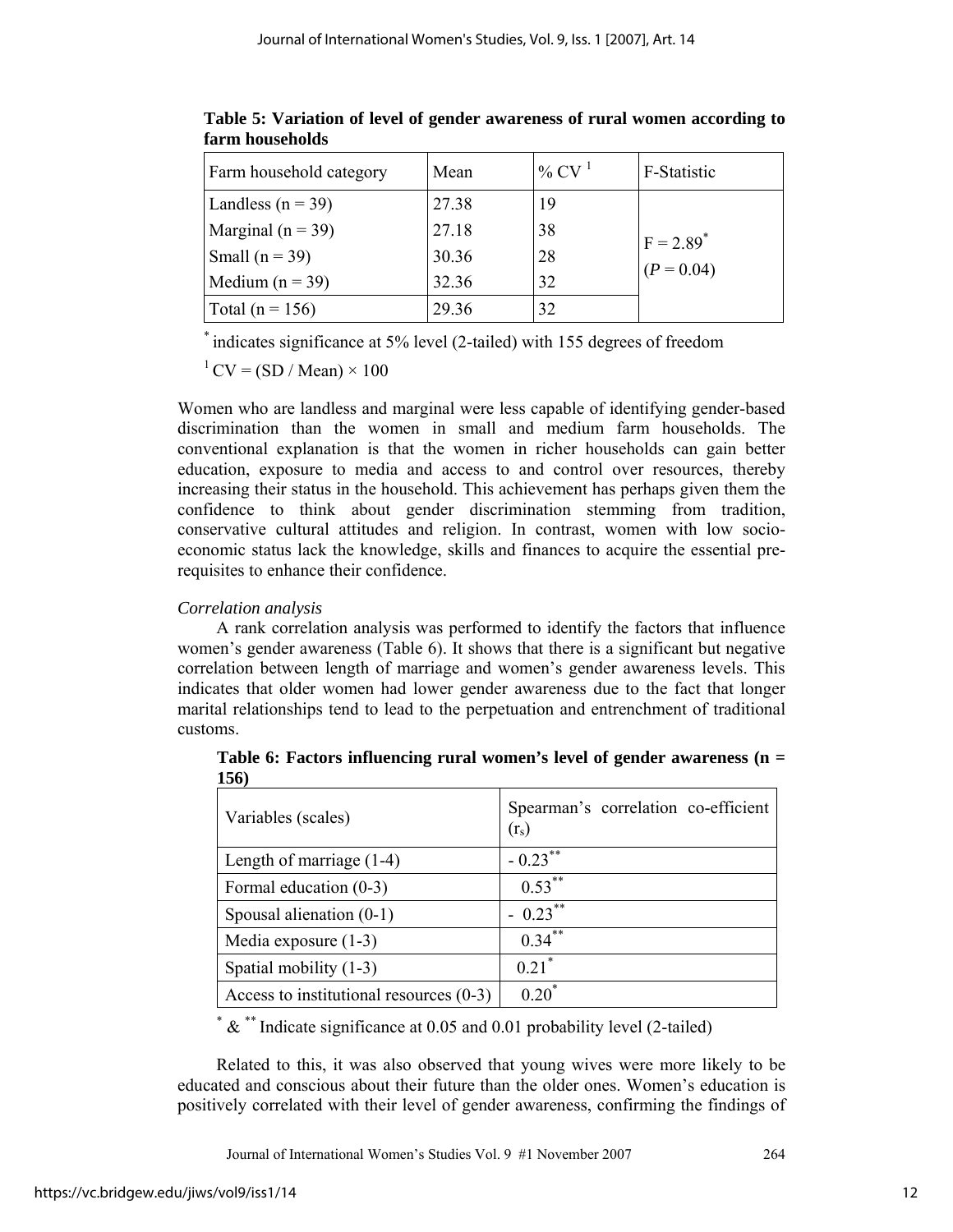**Table 5: Variation of level of gender awareness of rural women according to farm households**

| Farm household category | Mean | % CV [1] | F-Statistic |
|---|---|---|---|
| Landless (n = 39) | 27.38 | 19 | $F = 2.89^{*}$ ($P = 0.04$) |
| Marginal (n = 39) | 27.18 | 38 | |
| Small (n = 39) | 30.36 | 28 | |
| Medium (n = 39) | 32.36 | 32 | |
| Total (n = 156) | 29.36 | 32 | |

$^{*}$ indicates significance at 5% level (2-tailed) with 155 degrees of freedom

[1] CV = (SD / Mean) × 100

Women who are landless and marginal were less capable of identifying gender-based discrimination than the women in small and medium farm households. The conventional explanation is that the women in richer households can gain better education, exposure to media and access to and control over resources, thereby increasing their status in the household. This achievement has perhaps given them the confidence to think about gender discrimination stemming from tradition, conservative cultural attitudes and religion. In contrast, women with low socio-economic status lack the knowledge, skills and finances to acquire the essential pre-requisites to enhance their confidence.

*Correlation analysis*

A rank correlation analysis was performed to identify the factors that influence women's gender awareness (Table 6). It shows that there is a significant but negative correlation between length of marriage and women's gender awareness levels. This indicates that older women had lower gender awareness due to the fact that longer marital relationships tend to lead to the perpetuation and entrenchment of traditional customs.

**Table 6: Factors influencing rural women's level of gender awareness (n = 156)**

| Variables (scales) | Spearman's correlation co-efficient ($r_s$) |
|---|---|
| Length of marriage (1-4) | $-0.23^{**}$ |
| Formal education (0-3) | $0.53^{**}$ |
| Spousal alienation (0-1) | $-0.23^{**}$ |
| Media exposure (1-3) | $0.34^{**}$ |
| Spatial mobility (1-3) | $0.21^{*}$ |
| Access to institutional resources (0-3) | $0.20^{*}$ |

$^{*}$ & $^{**}$ Indicate significance at 0.05 and 0.01 probability level (2-tailed)

Related to this, it was also observed that young wives were more likely to be educated and conscious about their future than the older ones. Women's education is positively correlated with their level of gender awareness, confirming the findings of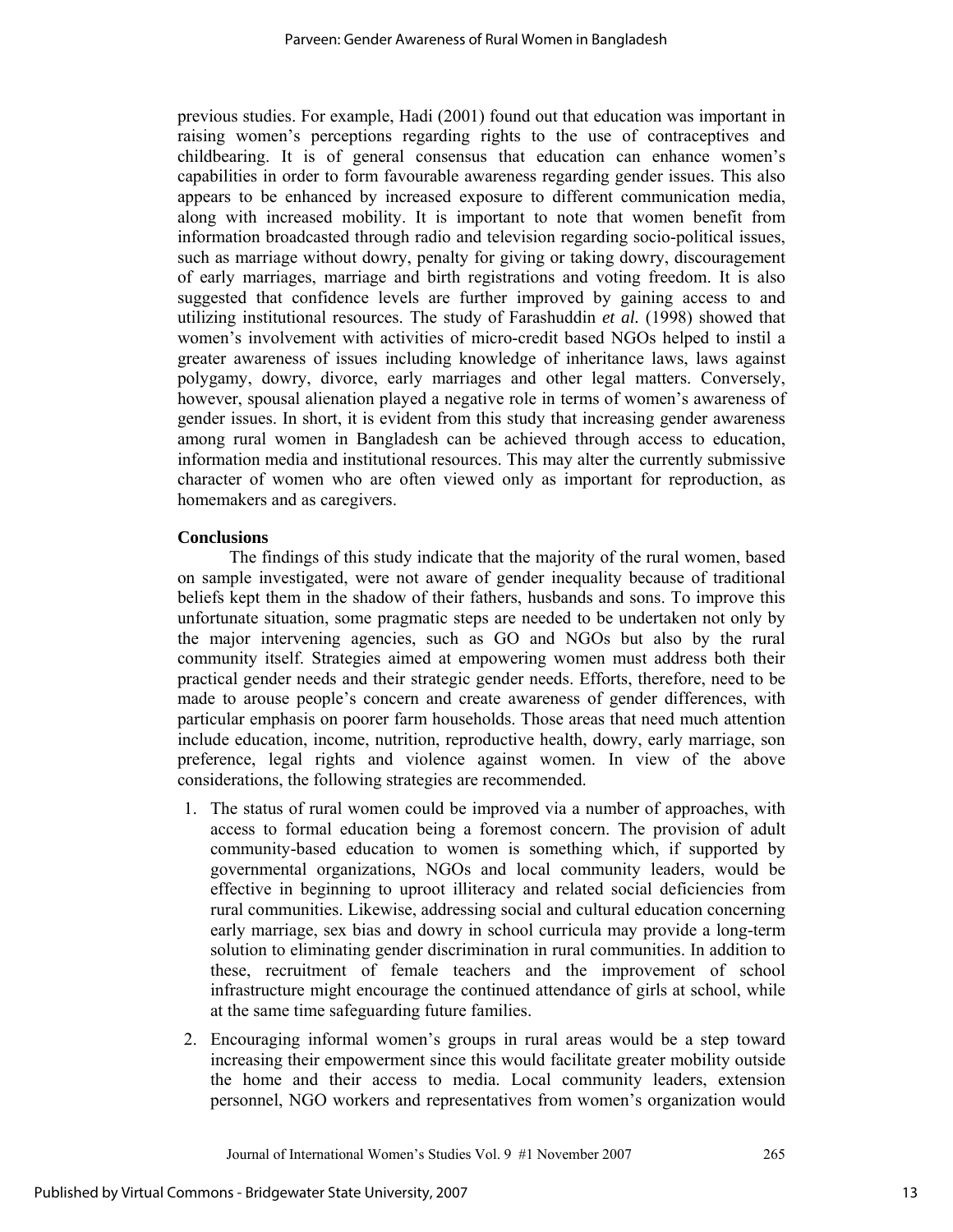previous studies. For example, Hadi (2001) found out that education was important in raising women's perceptions regarding rights to the use of contraceptives and childbearing. It is of general consensus that education can enhance women's capabilities in order to form favourable awareness regarding gender issues. This also appears to be enhanced by increased exposure to different communication media, along with increased mobility. It is important to note that women benefit from information broadcasted through radio and television regarding socio-political issues, such as marriage without dowry, penalty for giving or taking dowry, discouragement of early marriages, marriage and birth registrations and voting freedom. It is also suggested that confidence levels are further improved by gaining access to and utilizing institutional resources. The study of Farashuddin *et al.* (1998) showed that women's involvement with activities of micro-credit based NGOs helped to instil a greater awareness of issues including knowledge of inheritance laws, laws against polygamy, dowry, divorce, early marriages and other legal matters. Conversely, however, spousal alienation played a negative role in terms of women's awareness of gender issues. In short, it is evident from this study that increasing gender awareness among rural women in Bangladesh can be achieved through access to education, information media and institutional resources. This may alter the currently submissive character of women who are often viewed only as important for reproduction, as homemakers and as caregivers.

**Conclusions**

The findings of this study indicate that the majority of the rural women, based on sample investigated, were not aware of gender inequality because of traditional beliefs kept them in the shadow of their fathers, husbands and sons. To improve this unfortunate situation, some pragmatic steps are needed to be undertaken not only by the major intervening agencies, such as GO and NGOs but also by the rural community itself. Strategies aimed at empowering women must address both their practical gender needs and their strategic gender needs. Efforts, therefore, need to be made to arouse people's concern and create awareness of gender differences, with particular emphasis on poorer farm households. Those areas that need much attention include education, income, nutrition, reproductive health, dowry, early marriage, son preference, legal rights and violence against women. In view of the above considerations, the following strategies are recommended.

1. The status of rural women could be improved via a number of approaches, with access to formal education being a foremost concern. The provision of adult community-based education to women is something which, if supported by governmental organizations, NGOs and local community leaders, would be effective in beginning to uproot illiteracy and related social deficiencies from rural communities. Likewise, addressing social and cultural education concerning early marriage, sex bias and dowry in school curricula may provide a long-term solution to eliminating gender discrimination in rural communities. In addition to these, recruitment of female teachers and the improvement of school infrastructure might encourage the continued attendance of girls at school, while at the same time safeguarding future families.
2. Encouraging informal women's groups in rural areas would be a step toward increasing their empowerment since this would facilitate greater mobility outside the home and their access to media. Local community leaders, extension personnel, NGO workers and representatives from women's organization would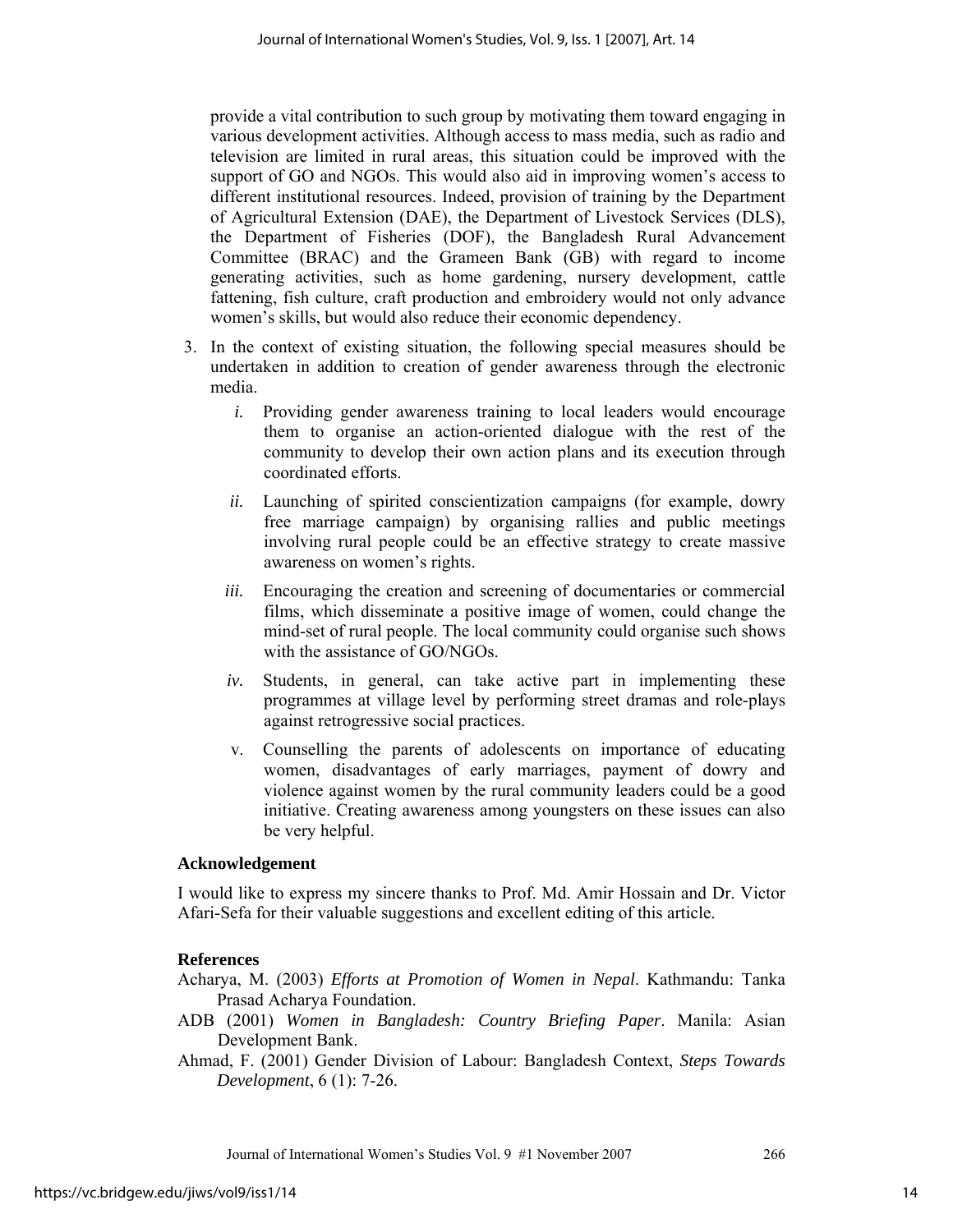provide a vital contribution to such group by motivating them toward engaging in various development activities. Although access to mass media, such as radio and television are limited in rural areas, this situation could be improved with the support of GO and NGOs. This would also aid in improving women's access to different institutional resources. Indeed, provision of training by the Department of Agricultural Extension (DAE), the Department of Livestock Services (DLS), the Department of Fisheries (DOF), the Bangladesh Rural Advancement Committee (BRAC) and the Grameen Bank (GB) with regard to income generating activities, such as home gardening, nursery development, cattle fattening, fish culture, craft production and embroidery would not only advance women's skills, but would also reduce their economic dependency.

3. In the context of existing situation, the following special measures should be undertaken in addition to creation of gender awareness through the electronic media.

   *i.* Providing gender awareness training to local leaders would encourage them to organise an action-oriented dialogue with the rest of the community to develop their own action plans and its execution through coordinated efforts.

   *ii.* Launching of spirited conscientization campaigns (for example, dowry free marriage campaign) by organising rallies and public meetings involving rural people could be an effective strategy to create massive awareness on women's rights.

   *iii.* Encouraging the creation and screening of documentaries or commercial films, which disseminate a positive image of women, could change the mind-set of rural people. The local community could organise such shows with the assistance of GO/NGOs.

   *iv.* Students, in general, can take active part in implementing these programmes at village level by performing street dramas and role-plays against retrogressive social practices.

   v. Counselling the parents of adolescents on importance of educating women, disadvantages of early marriages, payment of dowry and violence against women by the rural community leaders could be a good initiative. Creating awareness among youngsters on these issues can also be very helpful.

**Acknowledgement**

I would like to express my sincere thanks to Prof. Md. Amir Hossain and Dr. Victor Afari-Sefa for their valuable suggestions and excellent editing of this article.

**References**

Acharya, M. (2003) *Efforts at Promotion of Women in Nepal*. Kathmandu: Tanka Prasad Acharya Foundation.

ADB (2001) *Women in Bangladesh: Country Briefing Paper*. Manila: Asian Development Bank.

Ahmad, F. (2001) Gender Division of Labour: Bangladesh Context, *Steps Towards Development*, 6 (1): 7-26.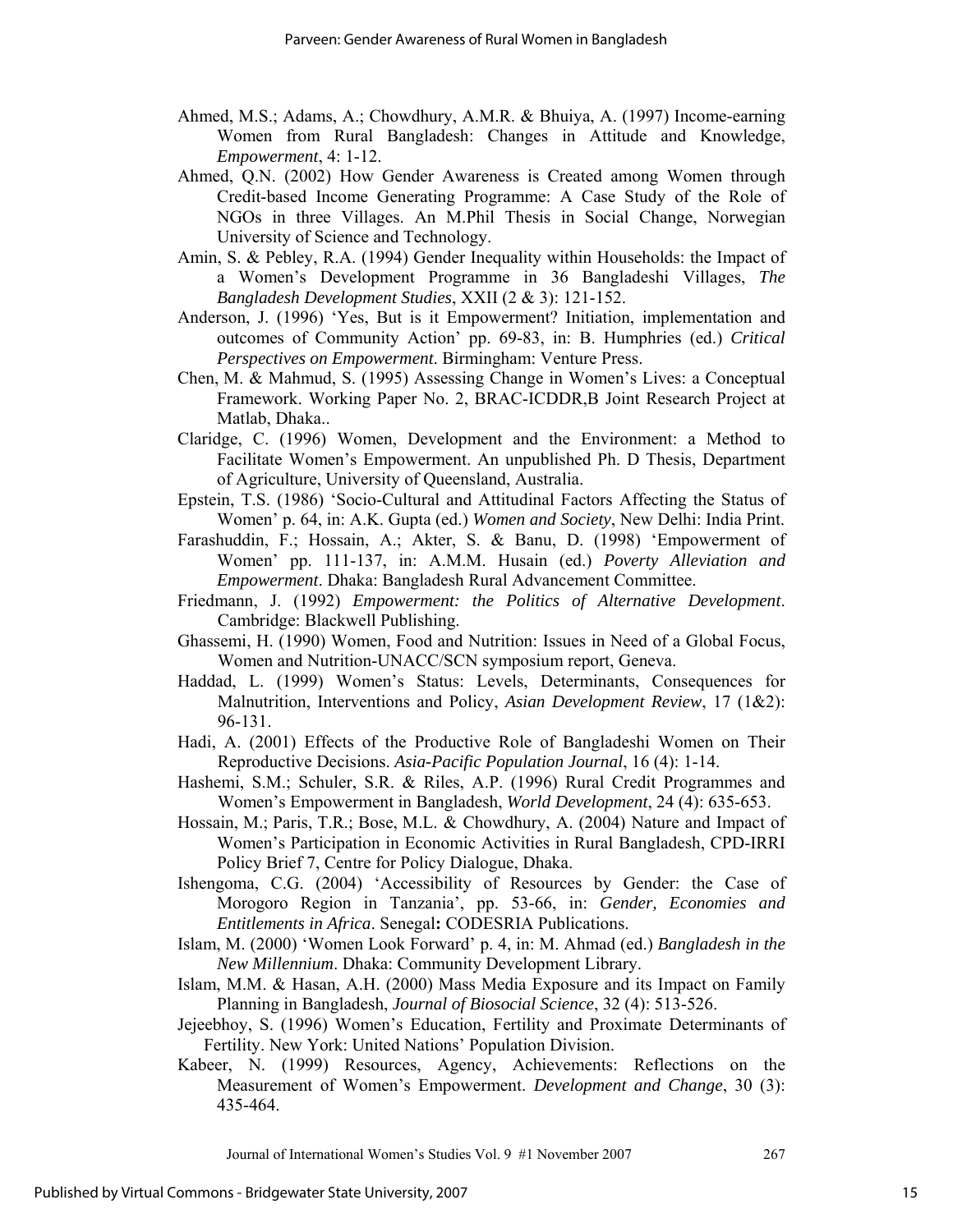Ahmed, M.S.; Adams, A.; Chowdhury, A.M.R. & Bhuiya, A. (1997) Income-earning Women from Rural Bangladesh: Changes in Attitude and Knowledge, *Empowerment*, 4: 1-12.

Ahmed, Q.N. (2002) How Gender Awareness is Created among Women through Credit-based Income Generating Programme: A Case Study of the Role of NGOs in three Villages. An M.Phil Thesis in Social Change, Norwegian University of Science and Technology.

Amin, S. & Pebley, R.A. (1994) Gender Inequality within Households: the Impact of a Women's Development Programme in 36 Bangladeshi Villages, *The Bangladesh Development Studies*, XXII (2 & 3): 121-152.

Anderson, J. (1996) 'Yes, But is it Empowerment? Initiation, implementation and outcomes of Community Action' pp. 69-83, in: B. Humphries (ed.) *Critical Perspectives on Empowerment*. Birmingham: Venture Press.

Chen, M. & Mahmud, S. (1995) Assessing Change in Women's Lives: a Conceptual Framework. Working Paper No. 2, BRAC-ICDDR,B Joint Research Project at Matlab, Dhaka..

Claridge, C. (1996) Women, Development and the Environment: a Method to Facilitate Women's Empowerment. An unpublished Ph. D Thesis, Department of Agriculture, University of Queensland, Australia.

Epstein, T.S. (1986) 'Socio-Cultural and Attitudinal Factors Affecting the Status of Women' p. 64, in: A.K. Gupta (ed.) *Women and Society*, New Delhi: India Print.

Farashuddin, F.; Hossain, A.; Akter, S. & Banu, D. (1998) 'Empowerment of Women' pp. 111-137, in: A.M.M. Husain (ed.) *Poverty Alleviation and Empowerment*. Dhaka: Bangladesh Rural Advancement Committee.

Friedmann, J. (1992) *Empowerment: the Politics of Alternative Development*. Cambridge: Blackwell Publishing.

Ghassemi, H. (1990) Women, Food and Nutrition: Issues in Need of a Global Focus, Women and Nutrition-UNACC/SCN symposium report, Geneva.

Haddad, L. (1999) Women's Status: Levels, Determinants, Consequences for Malnutrition, Interventions and Policy, *Asian Development Review*, 17 (1&2): 96-131.

Hadi, A. (2001) Effects of the Productive Role of Bangladeshi Women on Their Reproductive Decisions. *Asia-Pacific Population Journal*, 16 (4): 1-14.

Hashemi, S.M.; Schuler, S.R. & Riles, A.P. (1996) Rural Credit Programmes and Women's Empowerment in Bangladesh, *World Development*, 24 (4): 635-653.

Hossain, M.; Paris, T.R.; Bose, M.L. & Chowdhury, A. (2004) Nature and Impact of Women's Participation in Economic Activities in Rural Bangladesh, CPD-IRRI Policy Brief 7, Centre for Policy Dialogue, Dhaka.

Ishengoma, C.G. (2004) 'Accessibility of Resources by Gender: the Case of Morogoro Region in Tanzania', pp. 53-66, in: *Gender, Economies and Entitlements in Africa*. Senegal**:** CODESRIA Publications.

Islam, M. (2000) 'Women Look Forward' p. 4, in: M. Ahmad (ed.) *Bangladesh in the New Millennium*. Dhaka: Community Development Library.

Islam, M.M. & Hasan, A.H. (2000) Mass Media Exposure and its Impact on Family Planning in Bangladesh, *Journal of Biosocial Science*, 32 (4): 513-526.

Jejeebhoy, S. (1996) Women's Education, Fertility and Proximate Determinants of Fertility. New York: United Nations' Population Division.

Kabeer, N. (1999) Resources, Agency, Achievements: Reflections on the Measurement of Women's Empowerment. *Development and Change*, 30 (3): 435-464.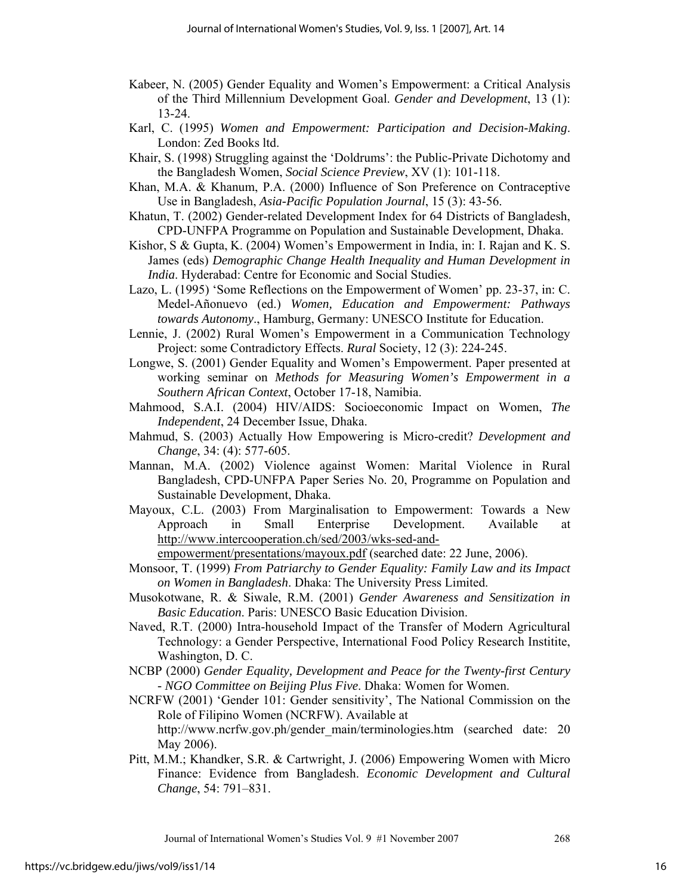Kabeer, N. (2005) Gender Equality and Women's Empowerment: a Critical Analysis of the Third Millennium Development Goal. *Gender and Development*, 13 (1): 13-24.

Karl, C. (1995) *Women and Empowerment: Participation and Decision-Making*. London: Zed Books ltd.

Khair, S. (1998) Struggling against the 'Doldrums': the Public-Private Dichotomy and the Bangladesh Women, *Social Science Preview*, XV (1): 101-118.

Khan, M.A. & Khanum, P.A. (2000) Influence of Son Preference on Contraceptive Use in Bangladesh, *Asia-Pacific Population Journal*, 15 (3): 43-56.

Khatun, T. (2002) Gender-related Development Index for 64 Districts of Bangladesh, CPD-UNFPA Programme on Population and Sustainable Development, Dhaka.

Kishor, S & Gupta, K. (2004) Women's Empowerment in India, in: I. Rajan and K. S. James (eds) *Demographic Change Health Inequality and Human Development in India*. Hyderabad: Centre for Economic and Social Studies.

Lazo, L. (1995) 'Some Reflections on the Empowerment of Women' pp. 23-37, in: C. Medel-Añonuevo (ed.) *Women, Education and Empowerment: Pathways towards Autonomy*., Hamburg, Germany: UNESCO Institute for Education.

Lennie, J. (2002) Rural Women's Empowerment in a Communication Technology Project: some Contradictory Effects. *Rural* Society, 12 (3): 224-245.

Longwe, S. (2001) Gender Equality and Women's Empowerment. Paper presented at working seminar on *Methods for Measuring Women's Empowerment in a Southern African Context*, October 17-18, Namibia.

Mahmood, S.A.I. (2004) HIV/AIDS: Socioeconomic Impact on Women, *The Independent*, 24 December Issue, Dhaka.

Mahmud, S. (2003) Actually How Empowering is Micro-credit? *Development and Change*, 34: (4): 577-605.

Mannan, M.A. (2002) Violence against Women: Marital Violence in Rural Bangladesh, CPD-UNFPA Paper Series No. 20, Programme on Population and Sustainable Development, Dhaka.

Mayoux, C.L. (2003) From Marginalisation to Empowerment: Towards a New Approach in Small Enterprise Development. Available at http://www.intercooperation.ch/sed/2003/wks-sed-and-empowerment/presentations/mayoux.pdf (searched date: 22 June, 2006).

Monsoor, T. (1999) *From Patriarchy to Gender Equality: Family Law and its Impact on Women in Bangladesh*. Dhaka: The University Press Limited.

Musokotwane, R. & Siwale, R.M. (2001) *Gender Awareness and Sensitization in Basic Education*. Paris: UNESCO Basic Education Division.

Naved, R.T. (2000) Intra-household Impact of the Transfer of Modern Agricultural Technology: a Gender Perspective, International Food Policy Research Institite, Washington, D. C.

NCBP (2000) *Gender Equality, Development and Peace for the Twenty-first Century - NGO Committee on Beijing Plus Five*. Dhaka: Women for Women.

NCRFW (2001) 'Gender 101: Gender sensitivity', The National Commission on the Role of Filipino Women (NCRFW). Available at http://www.ncrfw.gov.ph/gender_main/terminologies.htm (searched date: 20 May 2006).

Pitt, M.M.; Khandker, S.R. & Cartwright, J. (2006) Empowering Women with Micro Finance: Evidence from Bangladesh. *Economic Development and Cultural Change*, 54: 791–831.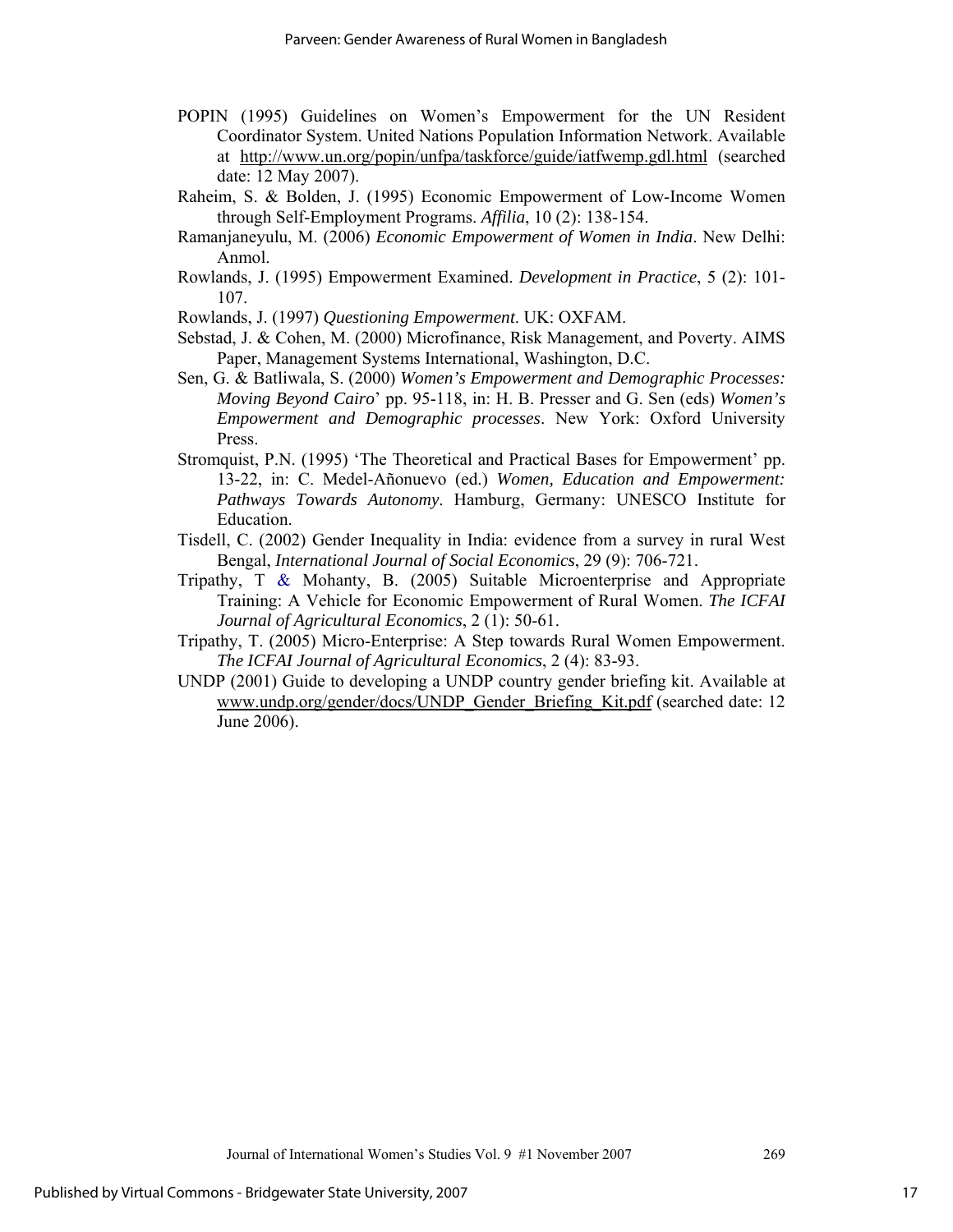POPIN (1995) Guidelines on Women's Empowerment for the UN Resident Coordinator System. United Nations Population Information Network. Available at http://www.un.org/popin/unfpa/taskforce/guide/iatfwemp.gdl.html (searched date: 12 May 2007).

Raheim, S. & Bolden, J. (1995) Economic Empowerment of Low-Income Women through Self-Employment Programs. *Affilia*, 10 (2): 138-154.

Ramanjaneyulu, M. (2006) *Economic Empowerment of Women in India*. New Delhi: Anmol.

Rowlands, J. (1995) Empowerment Examined. *Development in Practice*, 5 (2): 101-107.

Rowlands, J. (1997) *Questioning Empowerment*. UK: OXFAM.

Sebstad, J. & Cohen, M. (2000) Microfinance, Risk Management, and Poverty. AIMS Paper, Management Systems International, Washington, D.C.

Sen, G. & Batliwala, S. (2000) *Women's Empowerment and Demographic Processes: Moving Beyond Cairo*' pp. 95-118, in: H. B. Presser and G. Sen (eds) *Women's Empowerment and Demographic processes*. New York: Oxford University Press.

Stromquist, P.N. (1995) 'The Theoretical and Practical Bases for Empowerment' pp. 13-22, in: C. Medel-Añonuevo (ed.) *Women, Education and Empowerment: Pathways Towards Autonomy*. Hamburg, Germany: UNESCO Institute for Education.

Tisdell, C. (2002) Gender Inequality in India: evidence from a survey in rural West Bengal, *International Journal of Social Economics*, 29 (9): 706-721.

Tripathy, T & Mohanty, B. (2005) Suitable Microenterprise and Appropriate Training: A Vehicle for Economic Empowerment of Rural Women. *The ICFAI Journal of Agricultural Economics*, 2 (1): 50-61.

Tripathy, T. (2005) Micro-Enterprise: A Step towards Rural Women Empowerment. *The ICFAI Journal of Agricultural Economics*, 2 (4): 83-93.

UNDP (2001) Guide to developing a UNDP country gender briefing kit. Available at www.undp.org/gender/docs/UNDP_Gender_Briefing_Kit.pdf (searched date: 12 June 2006).